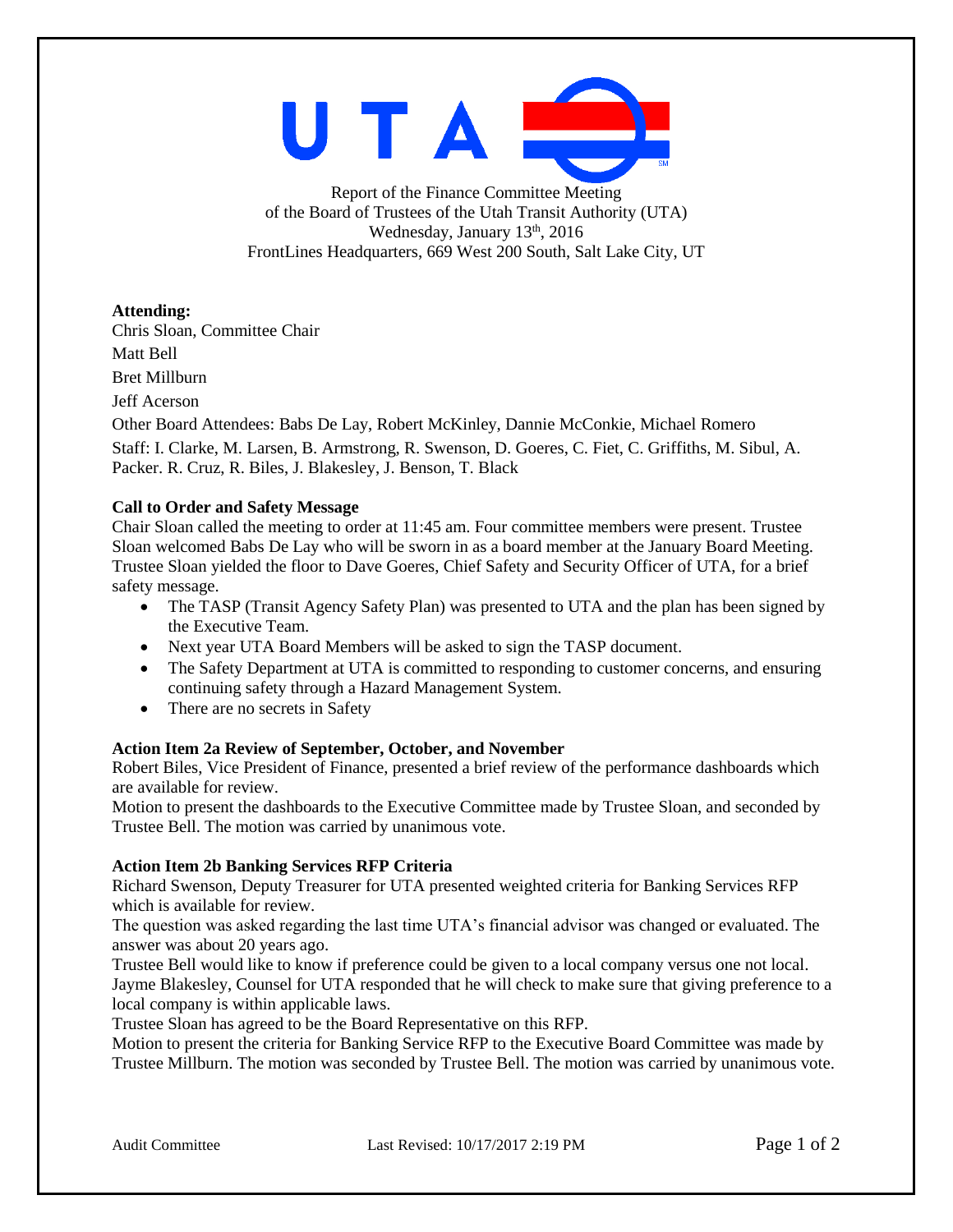Report of the Finance Committee Meeting
of the Board of Trustees of the Utah Transit Authority (UTA)
Wednesday, January 13th, 2016
FrontLines Headquarters, 669 West 200 South, Salt Lake City, UT

**Attending:**

Chris Sloan, Committee Chair

Matt Bell

Bret Millburn

Jeff Acerson

Other Board Attendees: Babs De Lay, Robert McKinley, Dannie McConkie, Michael Romero

Staff: I. Clarke, M. Larsen, B. Armstrong, R. Swenson, D. Goeres, C. Fiet, C. Griffiths, M. Sibul, A. Packer. R. Cruz, R. Biles, J. Blakesley, J. Benson, T. Black

**Call to Order and Safety Message**

Chair Sloan called the meeting to order at 11:45 am. Four committee members were present. Trustee Sloan welcomed Babs De Lay who will be sworn in as a board member at the January Board Meeting. Trustee Sloan yielded the floor to Dave Goeres, Chief Safety and Security Officer of UTA, for a brief safety message.

- The TASP (Transit Agency Safety Plan) was presented to UTA and the plan has been signed by the Executive Team.
- Next year UTA Board Members will be asked to sign the TASP document.
- The Safety Department at UTA is committed to responding to customer concerns, and ensuring continuing safety through a Hazard Management System.
- There are no secrets in Safety

**Action Item 2a Review of September, October, and November**

Robert Biles, Vice President of Finance, presented a brief review of the performance dashboards which are available for review.

Motion to present the dashboards to the Executive Committee made by Trustee Sloan, and seconded by Trustee Bell. The motion was carried by unanimous vote.

**Action Item 2b Banking Services RFP Criteria**

Richard Swenson, Deputy Treasurer for UTA presented weighted criteria for Banking Services RFP which is available for review.

The question was asked regarding the last time UTA's financial advisor was changed or evaluated. The answer was about 20 years ago.

Trustee Bell would like to know if preference could be given to a local company versus one not local. Jayme Blakesley, Counsel for UTA responded that he will check to make sure that giving preference to a local company is within applicable laws.

Trustee Sloan has agreed to be the Board Representative on this RFP.

Motion to present the criteria for Banking Service RFP to the Executive Board Committee was made by Trustee Millburn. The motion was seconded by Trustee Bell. The motion was carried by unanimous vote.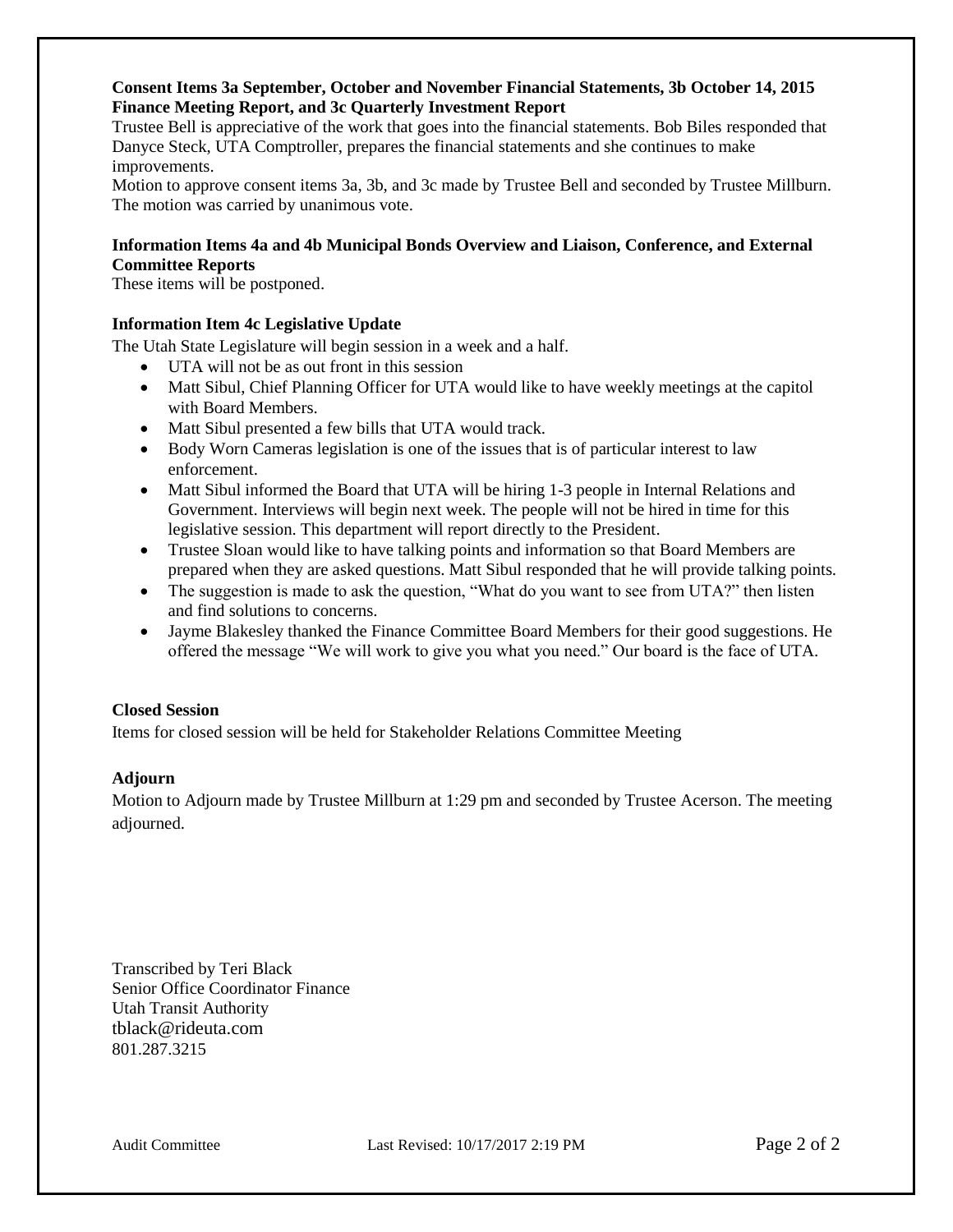**Consent Items 3a September, October and November Financial Statements, 3b October 14, 2015 Finance Meeting Report, and 3c Quarterly Investment Report**

Trustee Bell is appreciative of the work that goes into the financial statements. Bob Biles responded that Danyce Steck, UTA Comptroller, prepares the financial statements and she continues to make improvements.

Motion to approve consent items 3a, 3b, and 3c made by Trustee Bell and seconded by Trustee Millburn. The motion was carried by unanimous vote.

**Information Items 4a and 4b Municipal Bonds Overview and Liaison, Conference, and External Committee Reports**

These items will be postponed.

**Information Item 4c Legislative Update**

The Utah State Legislature will begin session in a week and a half.

- UTA will not be as out front in this session
- Matt Sibul, Chief Planning Officer for UTA would like to have weekly meetings at the capitol with Board Members.
- Matt Sibul presented a few bills that UTA would track.
- Body Worn Cameras legislation is one of the issues that is of particular interest to law enforcement.
- Matt Sibul informed the Board that UTA will be hiring 1-3 people in Internal Relations and Government. Interviews will begin next week. The people will not be hired in time for this legislative session. This department will report directly to the President.
- Trustee Sloan would like to have talking points and information so that Board Members are prepared when they are asked questions. Matt Sibul responded that he will provide talking points.
- The suggestion is made to ask the question, "What do you want to see from UTA?" then listen and find solutions to concerns.
- Jayme Blakesley thanked the Finance Committee Board Members for their good suggestions. He offered the message "We will work to give you what you need." Our board is the face of UTA.

**Closed Session**

Items for closed session will be held for Stakeholder Relations Committee Meeting

**Adjourn**

Motion to Adjourn made by Trustee Millburn at 1:29 pm and seconded by Trustee Acerson. The meeting adjourned.

Transcribed by Teri Black
Senior Office Coordinator Finance
Utah Transit Authority
tblack@rideuta.com
801.287.3215